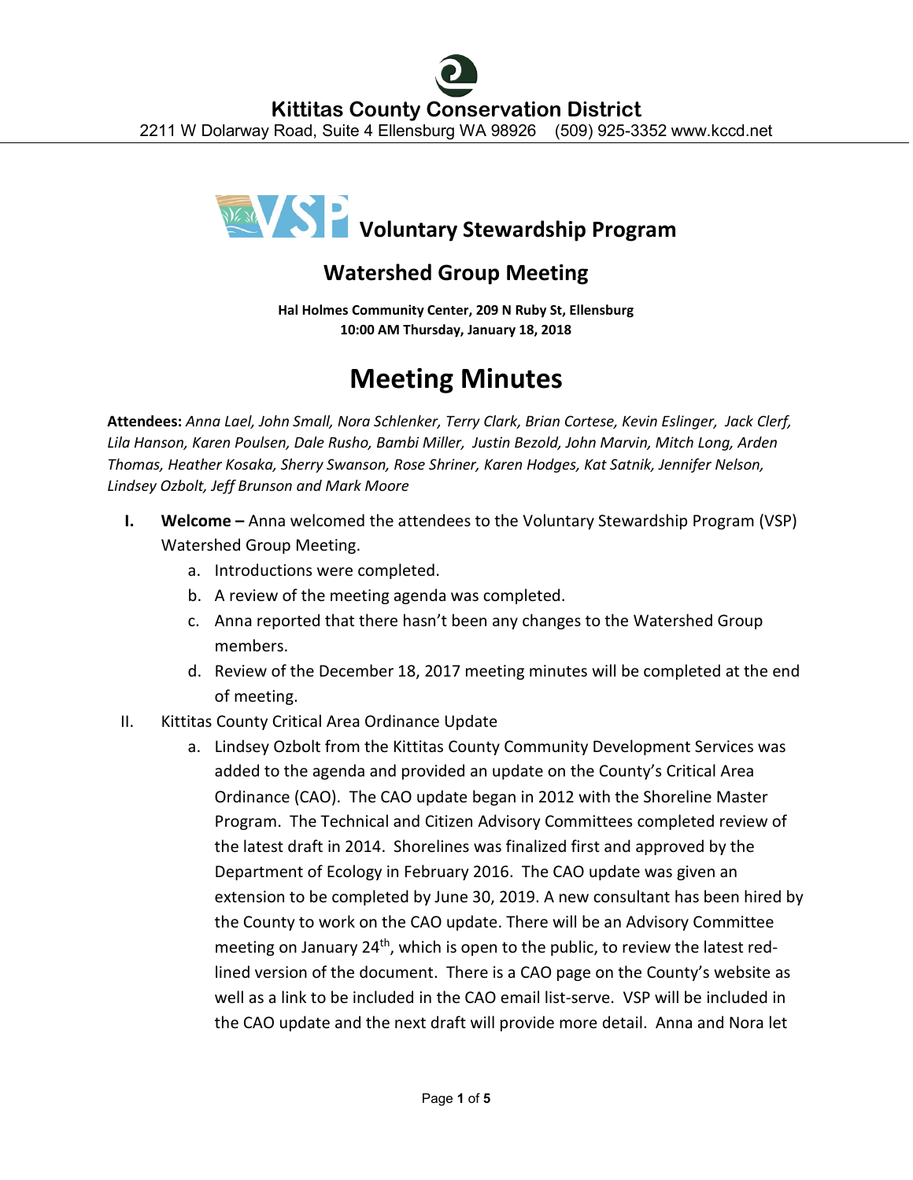# Kittitas County Conservation District

2211 W Dolarway Road, Suite 4 Ellensburg WA 98926 (509) 925-3352 www.kccd.net

## Voluntary Stewardship Program

## Watershed Group Meeting

**Hal Holmes Community Center, 209 N Ruby St, Ellensburg**
**10:00 AM Thursday, January 18, 2018**

# Meeting Minutes

**Attendees:** *Anna Lael, John Small, Nora Schlenker, Terry Clark, Brian Cortese, Kevin Eslinger, Jack Clerf, Lila Hanson, Karen Poulsen, Dale Rusho, Bambi Miller, Justin Bezold, John Marvin, Mitch Long, Arden Thomas, Heather Kosaka, Sherry Swanson, Rose Shriner, Karen Hodges, Kat Satnik, Jennifer Nelson, Lindsey Ozbolt, Jeff Brunson and Mark Moore*

I. **Welcome –** Anna welcomed the attendees to the Voluntary Stewardship Program (VSP) Watershed Group Meeting.
   a. Introductions were completed.
   b. A review of the meeting agenda was completed.
   c. Anna reported that there hasn't been any changes to the Watershed Group members.
   d. Review of the December 18, 2017 meeting minutes will be completed at the end of meeting.

II. Kittitas County Critical Area Ordinance Update
   a. Lindsey Ozbolt from the Kittitas County Community Development Services was added to the agenda and provided an update on the County's Critical Area Ordinance (CAO). The CAO update began in 2012 with the Shoreline Master Program. The Technical and Citizen Advisory Committees completed review of the latest draft in 2014. Shorelines was finalized first and approved by the Department of Ecology in February 2016. The CAO update was given an extension to be completed by June 30, 2019. A new consultant has been hired by the County to work on the CAO update. There will be an Advisory Committee meeting on January 24th, which is open to the public, to review the latest red-lined version of the document. There is a CAO page on the County's website as well as a link to be included in the CAO email list-serve. VSP will be included in the CAO update and the next draft will provide more detail. Anna and Nora let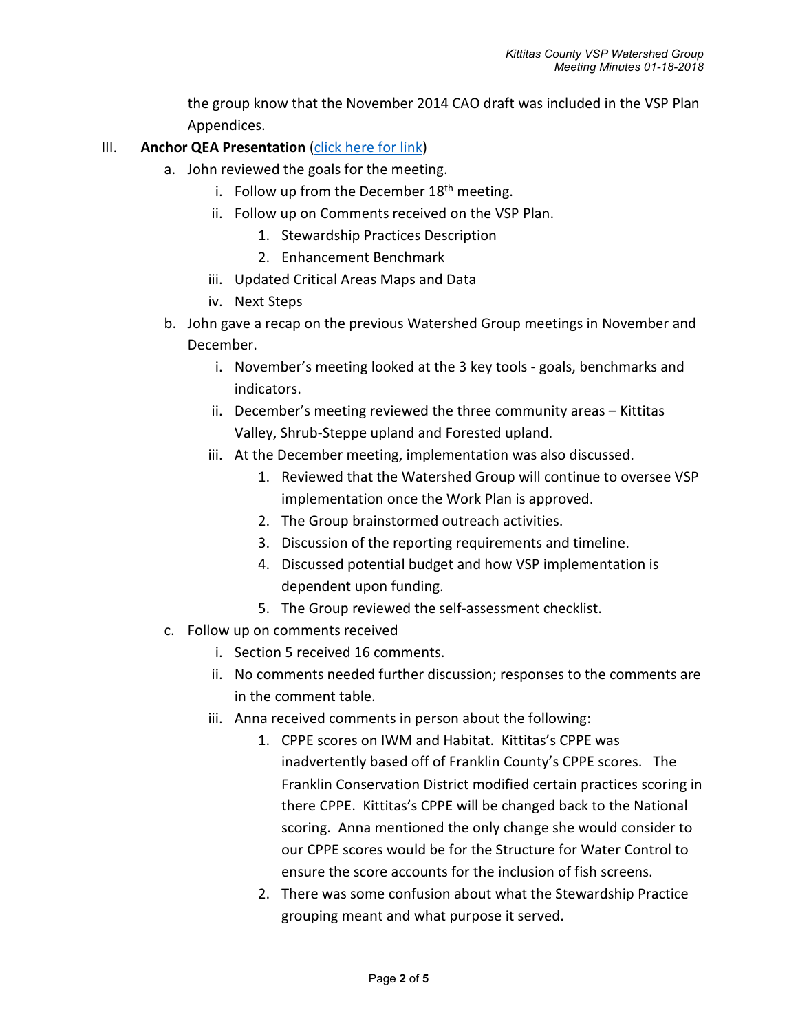the group know that the November 2014 CAO draft was included in the VSP Plan Appendices.

III. **Anchor QEA Presentation** (click here for link)

a. John reviewed the goals for the meeting.
   i. Follow up from the December 18th meeting.
   ii. Follow up on Comments received on the VSP Plan.
      1. Stewardship Practices Description
      2. Enhancement Benchmark
   iii. Updated Critical Areas Maps and Data
   iv. Next Steps

b. John gave a recap on the previous Watershed Group meetings in November and December.
   i. November's meeting looked at the 3 key tools - goals, benchmarks and indicators.
   ii. December's meeting reviewed the three community areas – Kittitas Valley, Shrub-Steppe upland and Forested upland.
   iii. At the December meeting, implementation was also discussed.
      1. Reviewed that the Watershed Group will continue to oversee VSP implementation once the Work Plan is approved.
      2. The Group brainstormed outreach activities.
      3. Discussion of the reporting requirements and timeline.
      4. Discussed potential budget and how VSP implementation is dependent upon funding.
      5. The Group reviewed the self-assessment checklist.

c. Follow up on comments received
   i. Section 5 received 16 comments.
   ii. No comments needed further discussion; responses to the comments are in the comment table.
   iii. Anna received comments in person about the following:
      1. CPPE scores on IWM and Habitat. Kittitas's CPPE was inadvertently based off of Franklin County's CPPE scores. The Franklin Conservation District modified certain practices scoring in there CPPE. Kittitas's CPPE will be changed back to the National scoring. Anna mentioned the only change she would consider to our CPPE scores would be for the Structure for Water Control to ensure the score accounts for the inclusion of fish screens.
      2. There was some confusion about what the Stewardship Practice grouping meant and what purpose it served.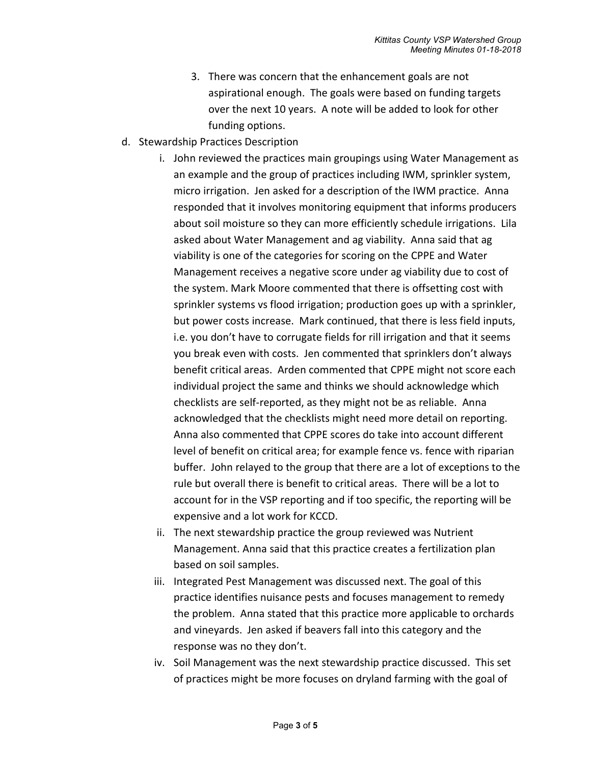3. There was concern that the enhancement goals are not aspirational enough. The goals were based on funding targets over the next 10 years. A note will be added to look for other funding options.

d. Stewardship Practices Description

   i. John reviewed the practices main groupings using Water Management as an example and the group of practices including IWM, sprinkler system, micro irrigation. Jen asked for a description of the IWM practice. Anna responded that it involves monitoring equipment that informs producers about soil moisture so they can more efficiently schedule irrigations. Lila asked about Water Management and ag viability. Anna said that ag viability is one of the categories for scoring on the CPPE and Water Management receives a negative score under ag viability due to cost of the system. Mark Moore commented that there is offsetting cost with sprinkler systems vs flood irrigation; production goes up with a sprinkler, but power costs increase. Mark continued, that there is less field inputs, i.e. you don't have to corrugate fields for rill irrigation and that it seems you break even with costs. Jen commented that sprinklers don't always benefit critical areas. Arden commented that CPPE might not score each individual project the same and thinks we should acknowledge which checklists are self-reported, as they might not be as reliable. Anna acknowledged that the checklists might need more detail on reporting. Anna also commented that CPPE scores do take into account different level of benefit on critical area; for example fence vs. fence with riparian buffer. John relayed to the group that there are a lot of exceptions to the rule but overall there is benefit to critical areas. There will be a lot to account for in the VSP reporting and if too specific, the reporting will be expensive and a lot work for KCCD.

   ii. The next stewardship practice the group reviewed was Nutrient Management. Anna said that this practice creates a fertilization plan based on soil samples.

   iii. Integrated Pest Management was discussed next. The goal of this practice identifies nuisance pests and focuses management to remedy the problem. Anna stated that this practice more applicable to orchards and vineyards. Jen asked if beavers fall into this category and the response was no they don't.

   iv. Soil Management was the next stewardship practice discussed. This set of practices might be more focuses on dryland farming with the goal of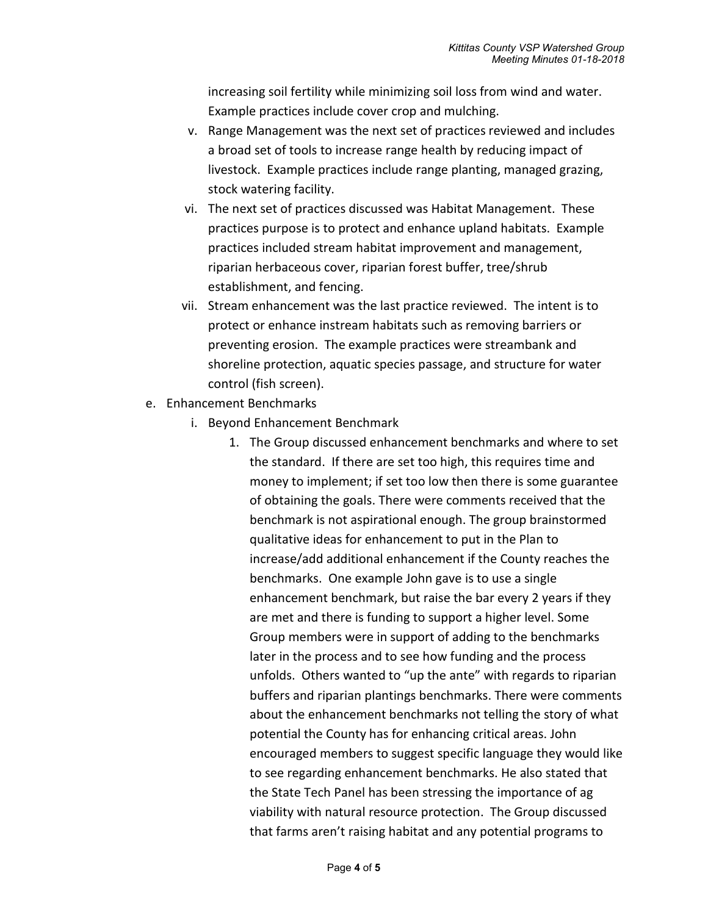increasing soil fertility while minimizing soil loss from wind and water. Example practices include cover crop and mulching.

v. Range Management was the next set of practices reviewed and includes a broad set of tools to increase range health by reducing impact of livestock. Example practices include range planting, managed grazing, stock watering facility.

vi. The next set of practices discussed was Habitat Management. These practices purpose is to protect and enhance upland habitats. Example practices included stream habitat improvement and management, riparian herbaceous cover, riparian forest buffer, tree/shrub establishment, and fencing.

vii. Stream enhancement was the last practice reviewed. The intent is to protect or enhance instream habitats such as removing barriers or preventing erosion. The example practices were streambank and shoreline protection, aquatic species passage, and structure for water control (fish screen).

e. Enhancement Benchmarks

  i. Beyond Enhancement Benchmark

    1. The Group discussed enhancement benchmarks and where to set the standard. If there are set too high, this requires time and money to implement; if set too low then there is some guarantee of obtaining the goals. There were comments received that the benchmark is not aspirational enough. The group brainstormed qualitative ideas for enhancement to put in the Plan to increase/add additional enhancement if the County reaches the benchmarks. One example John gave is to use a single enhancement benchmark, but raise the bar every 2 years if they are met and there is funding to support a higher level. Some Group members were in support of adding to the benchmarks later in the process and to see how funding and the process unfolds. Others wanted to "up the ante" with regards to riparian buffers and riparian plantings benchmarks. There were comments about the enhancement benchmarks not telling the story of what potential the County has for enhancing critical areas. John encouraged members to suggest specific language they would like to see regarding enhancement benchmarks. He also stated that the State Tech Panel has been stressing the importance of ag viability with natural resource protection. The Group discussed that farms aren't raising habitat and any potential programs to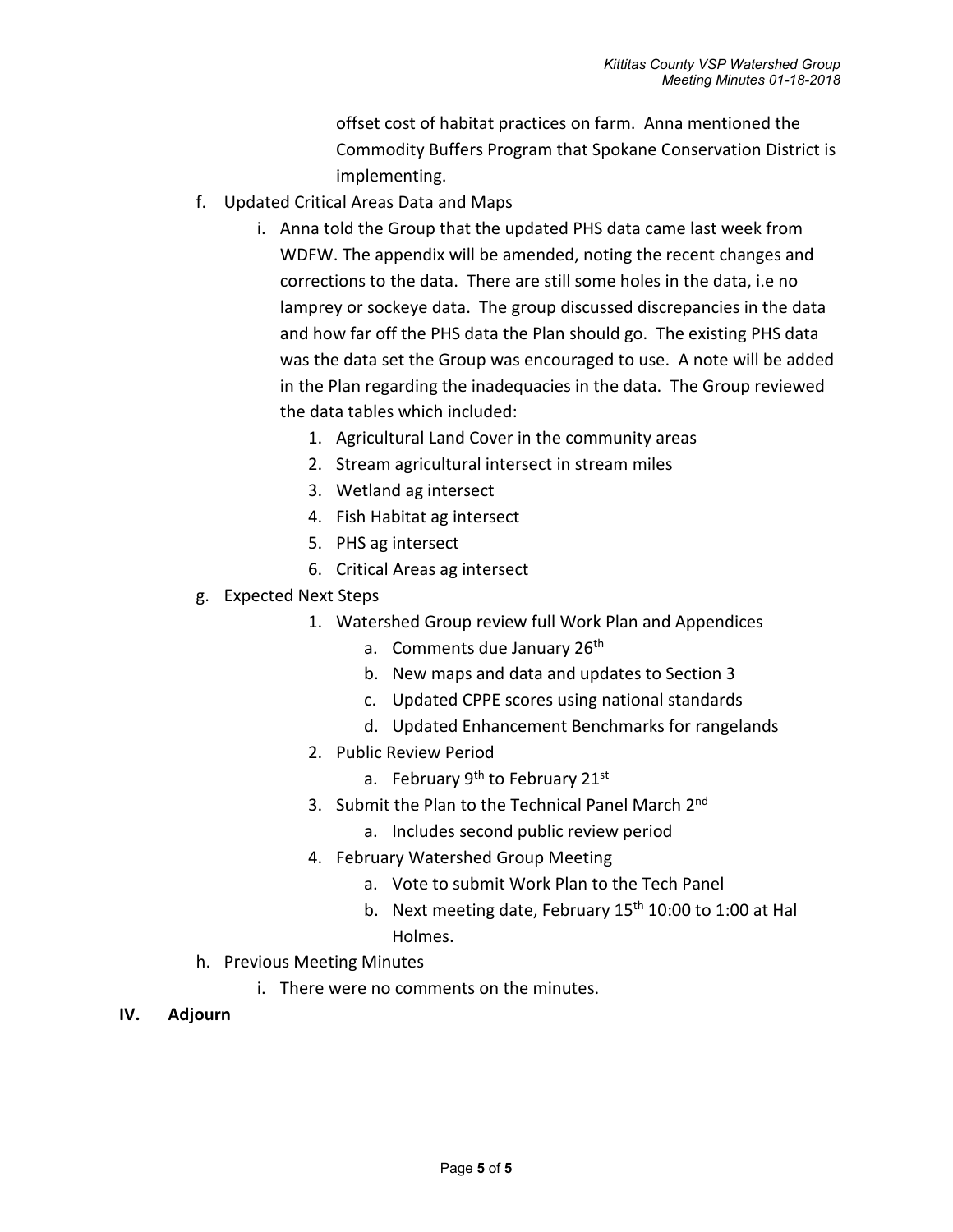offset cost of habitat practices on farm. Anna mentioned the Commodity Buffers Program that Spokane Conservation District is implementing.

f. Updated Critical Areas Data and Maps
   i. Anna told the Group that the updated PHS data came last week from WDFW. The appendix will be amended, noting the recent changes and corrections to the data. There are still some holes in the data, i.e no lamprey or sockeye data. The group discussed discrepancies in the data and how far off the PHS data the Plan should go. The existing PHS data was the data set the Group was encouraged to use. A note will be added in the Plan regarding the inadequacies in the data. The Group reviewed the data tables which included:
      1. Agricultural Land Cover in the community areas
      2. Stream agricultural intersect in stream miles
      3. Wetland ag intersect
      4. Fish Habitat ag intersect
      5. PHS ag intersect
      6. Critical Areas ag intersect

g. Expected Next Steps
   1. Watershed Group review full Work Plan and Appendices
      a. Comments due January 26th
      b. New maps and data and updates to Section 3
      c. Updated CPPE scores using national standards
      d. Updated Enhancement Benchmarks for rangelands
   2. Public Review Period
      a. February 9th to February 21st
   3. Submit the Plan to the Technical Panel March 2nd
      a. Includes second public review period
   4. February Watershed Group Meeting
      a. Vote to submit Work Plan to the Tech Panel
      b. Next meeting date, February 15th 10:00 to 1:00 at Hal Holmes.

h. Previous Meeting Minutes
   i. There were no comments on the minutes.

**IV. Adjourn**